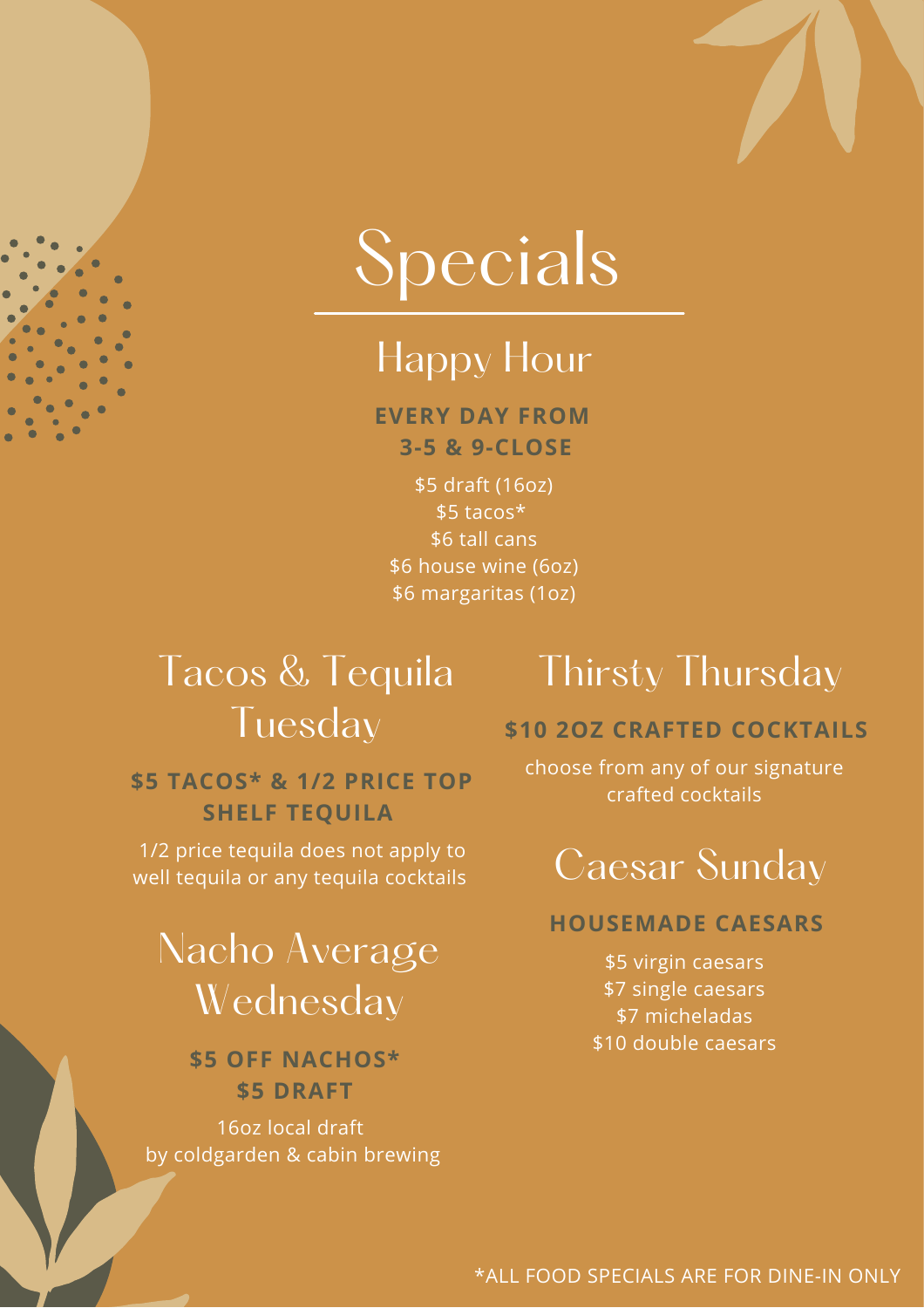# Specials

## Happy Hour

**EVERY DAY FROM 3-5 & 9-CLOSE**

$5 draft (16oz)
$5 tacos*
$6 tall cans
$6 house wine (6oz)
$6 margaritas (1oz)

## Tacos & Tequila Tuesday

**$5 TACOS* & 1/2 PRICE TOP SHELF TEQUILA**

1/2 price tequila does not apply to well tequila or any tequila cocktails

## Nacho Average Wednesday

**$5 OFF NACHOS***
**$5 DRAFT**

16oz local draft by coldgarden & cabin brewing

## Thirsty Thursday

**$10 2OZ CRAFTED COCKTAILS**

choose from any of our signature crafted cocktails

## Caesar Sunday

**HOUSEMADE CAESARS**

$5 virgin caesars
$7 single caesars
$7 micheladas
$10 double caesars

*ALL FOOD SPECIALS ARE FOR DINE-IN ONLY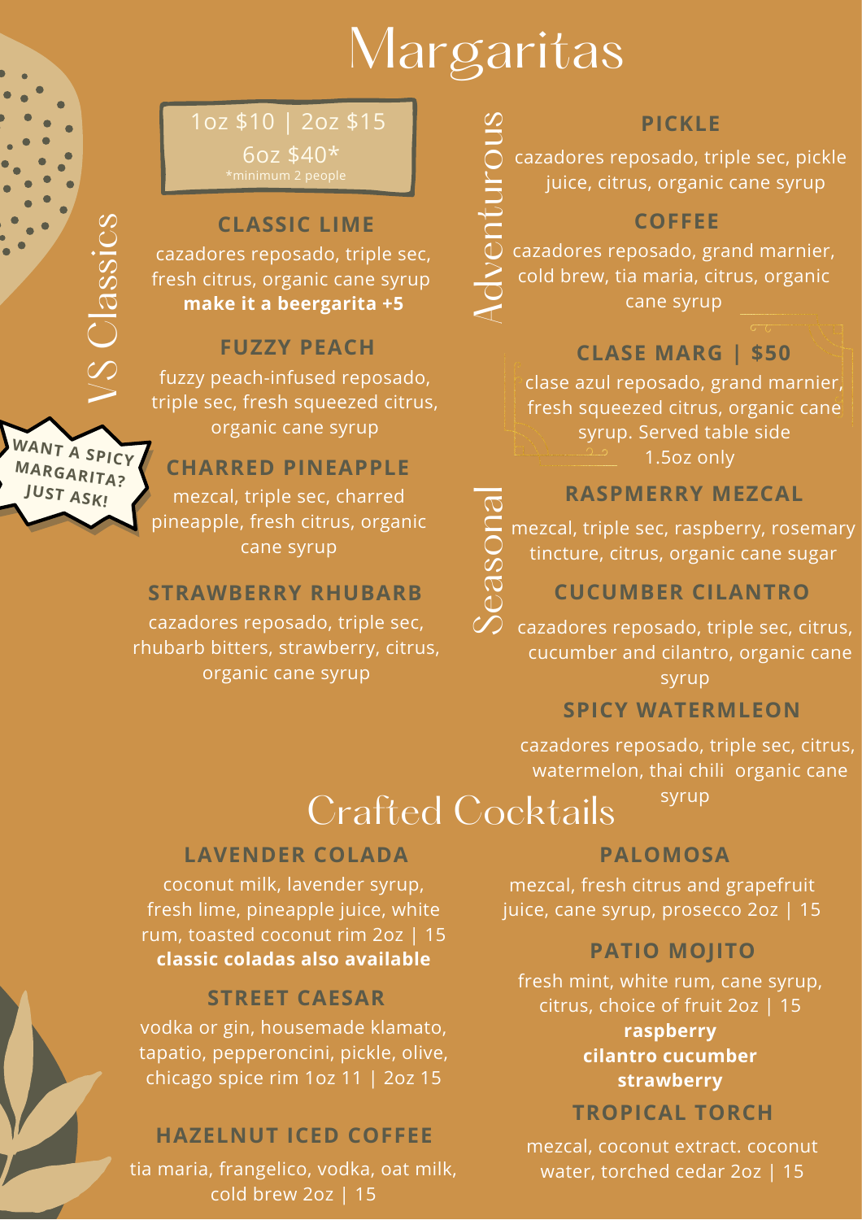# Margaritas

1oz $10 | 2oz $15
6oz $40*
*minimum 2 people

## VS Classics

### CLASSIC LIME

cazadores reposado, triple sec, fresh citrus, organic cane syrup
**make it a beergarita +5**

### FUZZY PEACH

fuzzy peach-infused reposado, triple sec, fresh squeezed citrus, organic cane syrup

WANT A SPICY MARGARITA? JUST ASK!

### CHARRED PINEAPPLE

mezcal, triple sec, charred pineapple, fresh citrus, organic cane syrup

### STRAWBERRY RHUBARB

cazadores reposado, triple sec, rhubarb bitters, strawberry, citrus, organic cane syrup

## Adventurous

### PICKLE

cazadores reposado, triple sec, pickle juice, citrus, organic cane syrup

### COFFEE

cazadores reposado, grand marnier, cold brew, tia maria, citrus, organic cane syrup

### CLASE MARG | $50

clase azul reposado, grand marnier, fresh squeezed citrus, organic cane syrup. Served table side
1.5oz only

## Seasonal

### RASPMERRY MEZCAL

mezcal, triple sec, raspberry, rosemary tincture, citrus, organic cane sugar

### CUCUMBER CILANTRO

cazadores reposado, triple sec, citrus, cucumber and cilantro, organic cane syrup

### SPICY WATERMLEON

cazadores reposado, triple sec, citrus, watermelon, thai chili organic cane syrup

# Crafted Cocktails

### LAVENDER COLADA

coconut milk, lavender syrup, fresh lime, pineapple juice, white rum, toasted coconut rim 2oz | 15
**classic coladas also available**

### STREET CAESAR

vodka or gin, housemade klamato, tapatio, pepperoncini, pickle, olive, chicago spice rim 1oz 11 | 2oz 15

### HAZELNUT ICED COFFEE

tia maria, frangelico, vodka, oat milk, cold brew 2oz | 15

### PALOMOSA

mezcal, fresh citrus and grapefruit juice, cane syrup, prosecco 2oz | 15

### PATIO MOJITO

fresh mint, white rum, cane syrup, citrus, choice of fruit 2oz | 15
**raspberry**
**cilantro cucumber**
**strawberry**

### TROPICAL TORCH

mezcal, coconut extract. coconut water, torched cedar 2oz | 15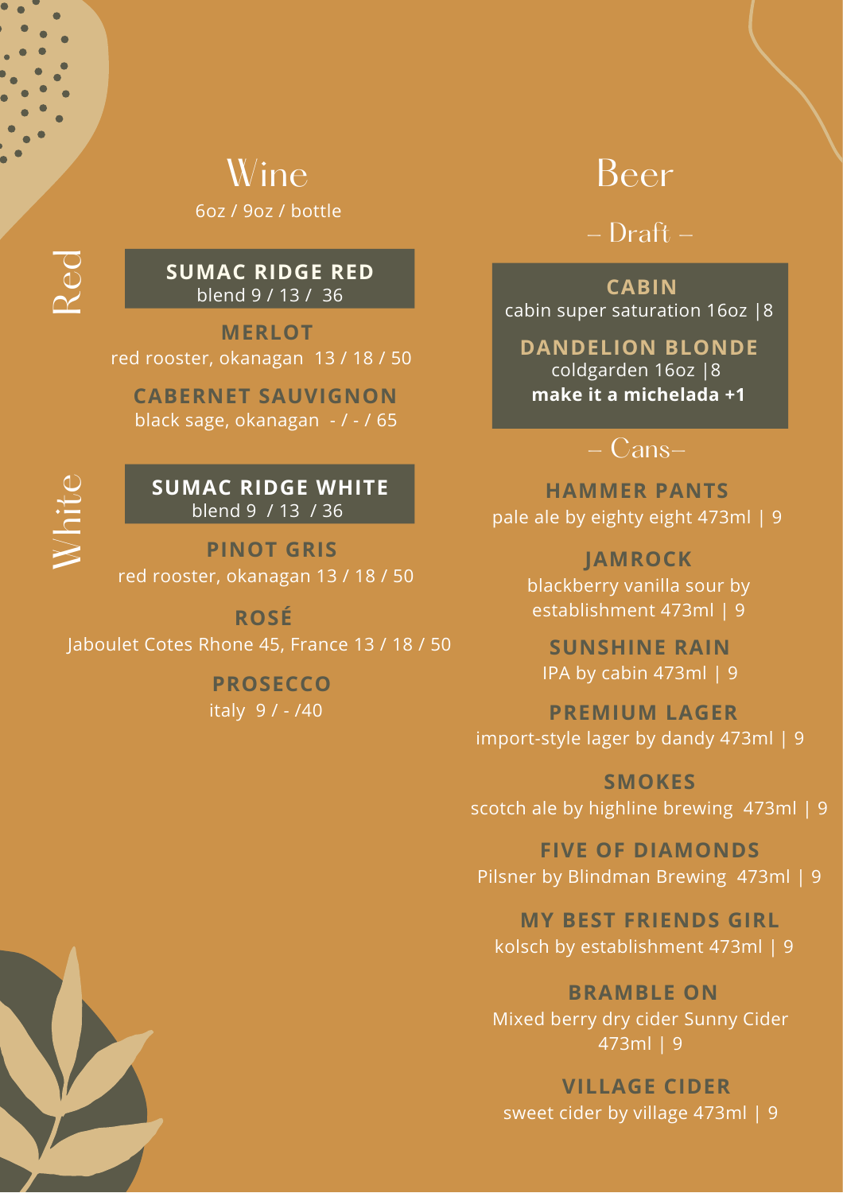# Wine

6oz / 9oz / bottle

## Red

**SUMAC RIDGE RED**
blend 9 / 13 / 36

**MERLOT**
red rooster, okanagan 13 / 18 / 50

**CABERNET SAUVIGNON**
black sage, okanagan - / - / 65

## White

**SUMAC RIDGE WHITE**
blend 9 / 13 / 36

**PINOT GRIS**
red rooster, okanagan 13 / 18 / 50

**ROSÉ**
Jaboulet Cotes Rhone 45, France 13 / 18 / 50

**PROSECCO**
italy 9 / - /40

# Beer

## – Draft –

**CABIN**
cabin super saturation 16oz |8

**DANDELION BLONDE**
coldgarden 16oz |8
**make it a michelada +1**

## – Cans–

**HAMMER PANTS**
pale ale by eighty eight 473ml | 9

**JAMROCK**
blackberry vanilla sour by establishment 473ml | 9

**SUNSHINE RAIN**
IPA by cabin 473ml | 9

**PREMIUM LAGER**
import-style lager by dandy 473ml | 9

**SMOKES**
scotch ale by highline brewing 473ml | 9

**FIVE OF DIAMONDS**
Pilsner by Blindman Brewing 473ml | 9

**MY BEST FRIENDS GIRL**
kolsch by establishment 473ml | 9

**BRAMBLE ON**
Mixed berry dry cider Sunny Cider 473ml | 9

**VILLAGE CIDER**
sweet cider by village 473ml | 9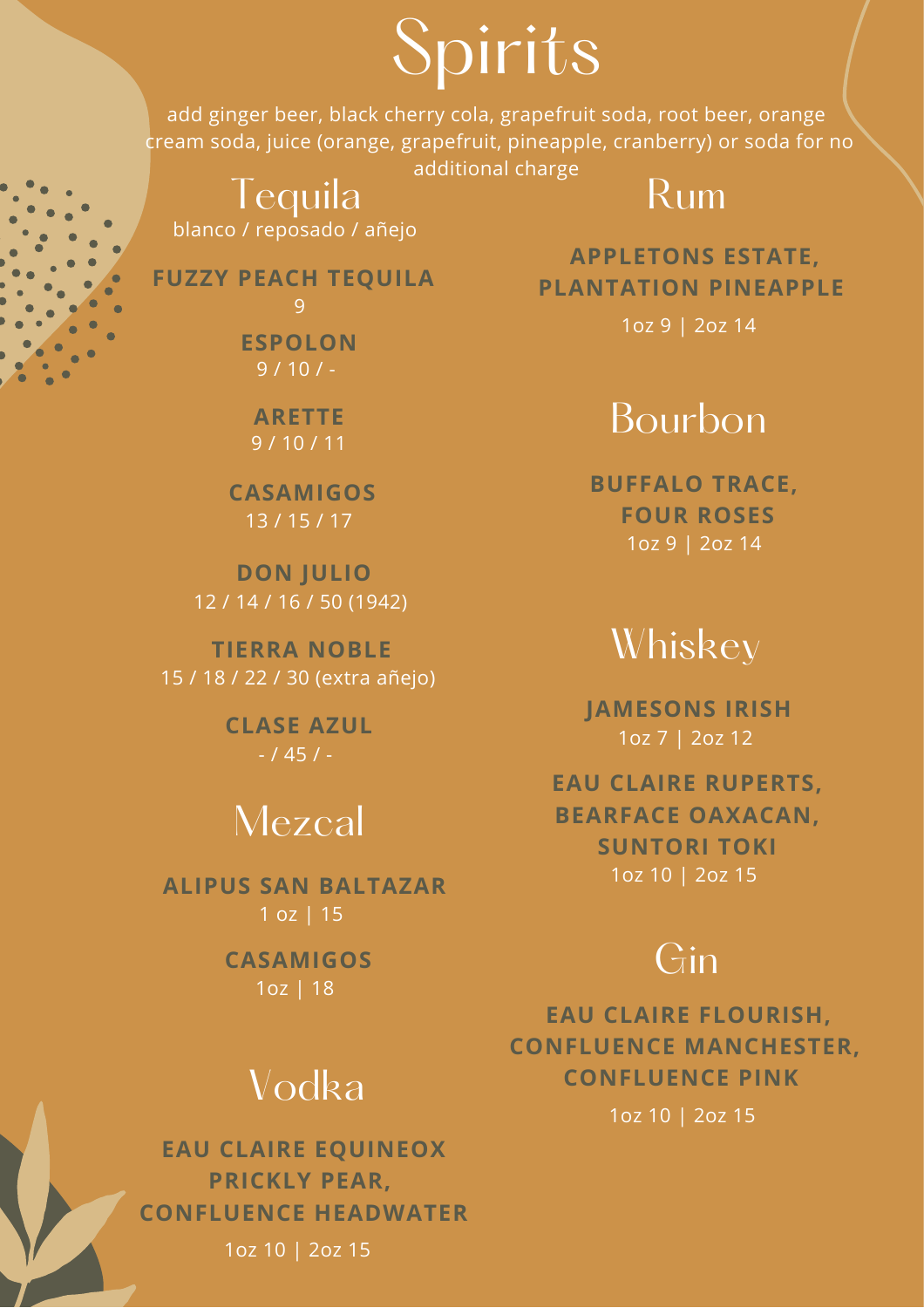# Spirits

add ginger beer, black cherry cola, grapefruit soda, root beer, orange cream soda, juice (orange, grapefruit, pineapple, cranberry) or soda for no additional charge

## Tequila

blanco / reposado / añejo

**FUZZY PEACH TEQUILA**
9

**ESPOLON**
9 / 10 / -

**ARETTE**
9 / 10 / 11

**CASAMIGOS**
13 / 15 / 17

**DON JULIO**
12 / 14 / 16 / 50 (1942)

**TIERRA NOBLE**
15 / 18 / 22 / 30 (extra añejo)

**CLASE AZUL**
- / 45 / -

## Mezcal

**ALIPUS SAN BALTAZAR**
1 oz | 15

**CASAMIGOS**
1oz | 18

## Vodka

**EAU CLAIRE EQUINEOX PRICKLY PEAR, CONFLUENCE HEADWATER**
1oz 10 | 2oz 15

## Rum

**APPLETONS ESTATE, PLANTATION PINEAPPLE**
1oz 9 | 2oz 14

## Bourbon

**BUFFALO TRACE, FOUR ROSES**
1oz 9 | 2oz 14

## Whiskey

**JAMESONS IRISH**
1oz 7 | 2oz 12

**EAU CLAIRE RUPERTS, BEARFACE OAXACAN, SUNTORI TOKI**
1oz 10 | 2oz 15

## Gin

**EAU CLAIRE FLOURISH, CONFLUENCE MANCHESTER, CONFLUENCE PINK**
1oz 10 | 2oz 15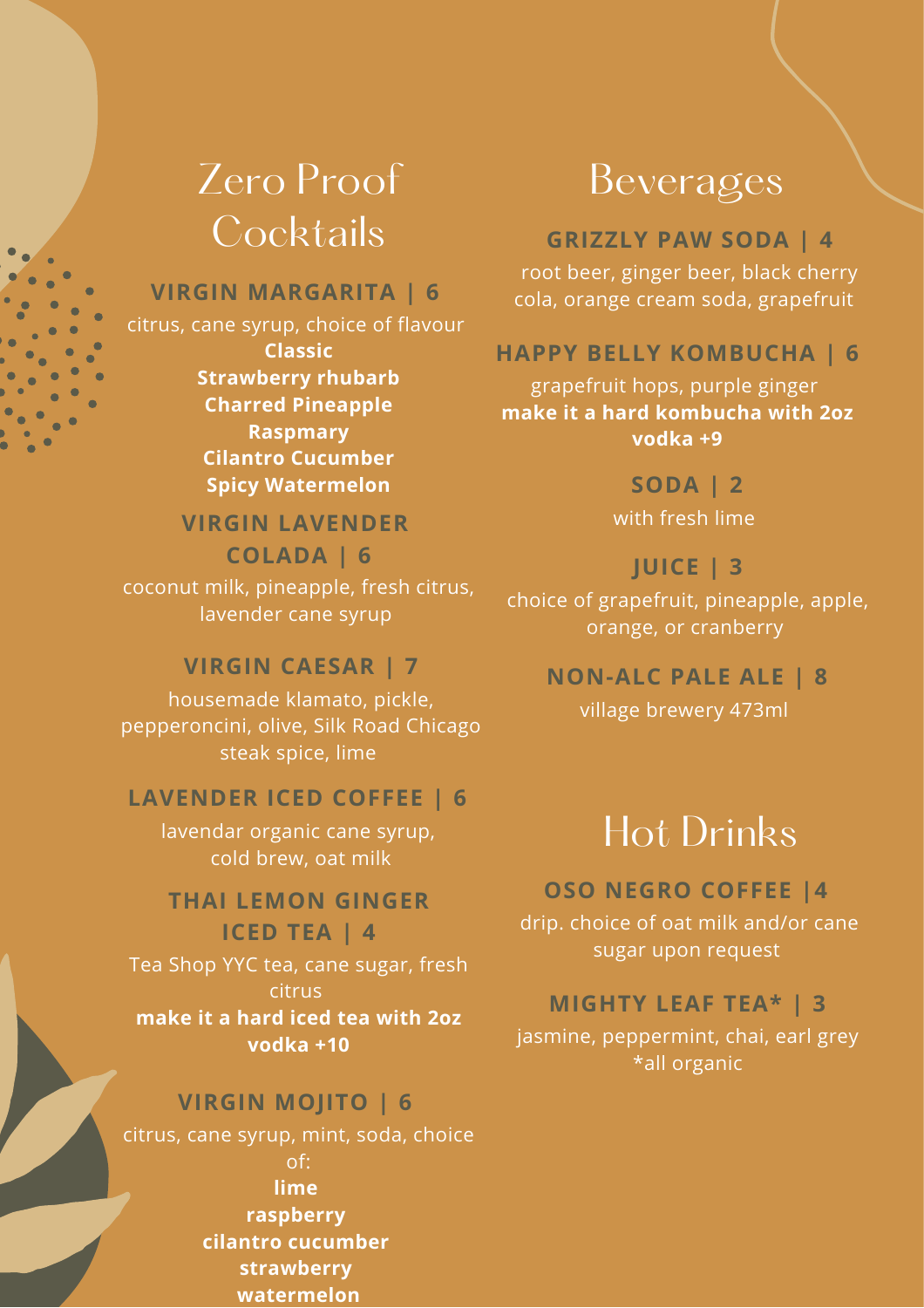# Zero Proof Cocktails

### VIRGIN MARGARITA | 6

citrus, cane syrup, choice of flavour

**Classic**
**Strawberry rhubarb**
**Charred Pineapple**
**Raspmary**
**Cilantro Cucumber**
**Spicy Watermelon**

### VIRGIN LAVENDER COLADA | 6

coconut milk, pineapple, fresh citrus, lavender cane syrup

### VIRGIN CAESAR | 7

housemade klamato, pickle, pepperoncini, olive, Silk Road Chicago steak spice, lime

### LAVENDER ICED COFFEE | 6

lavendar organic cane syrup, cold brew, oat milk

### THAI LEMON GINGER ICED TEA | 4

Tea Shop YYC tea, cane sugar, fresh citrus

**make it a hard iced tea with 2oz vodka +10**

### VIRGIN MOJITO | 6

citrus, cane syrup, mint, soda, choice of:

**lime**
**raspberry**
**cilantro cucumber**
**strawberry**
**watermelon**

# Beverages

### GRIZZLY PAW SODA | 4

root beer, ginger beer, black cherry cola, orange cream soda, grapefruit

### HAPPY BELLY KOMBUCHA | 6

grapefruit hops, purple ginger

**make it a hard kombucha with 2oz vodka +9**

### SODA | 2

with fresh lime

### JUICE | 3

choice of grapefruit, pineapple, apple, orange, or cranberry

### NON-ALC PALE ALE | 8

village brewery 473ml

# Hot Drinks

### OSO NEGRO COFFEE |4

drip. choice of oat milk and/or cane sugar upon request

### MIGHTY LEAF TEA* | 3

jasmine, peppermint, chai, earl grey

*all organic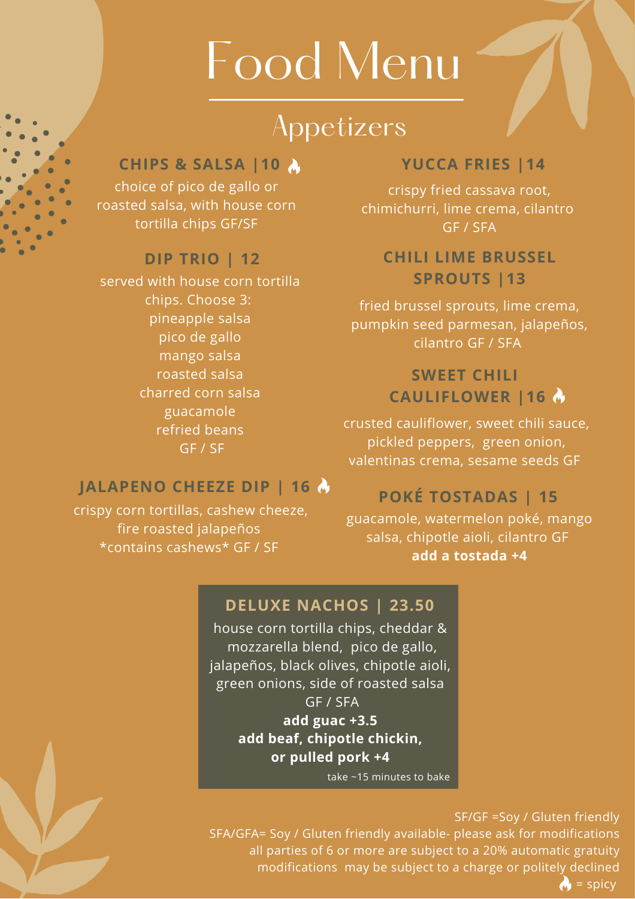# Food Menu

## Appetizers

### CHIPS & SALSA |10 🔥

choice of pico de gallo or roasted salsa, with house corn tortilla chips GF/SF

### DIP TRIO | 12

served with house corn tortilla chips. Choose 3:
pineapple salsa
pico de gallo
mango salsa
roasted salsa
charred corn salsa
guacamole
refried beans
GF / SF

### JALAPENO CHEEZE DIP | 16 🔥

crispy corn tortillas, cashew cheeze, fire roasted jalapeños
*contains cashews* GF / SF

### YUCCA FRIES |14

crispy fried cassava root, chimichurri, lime crema, cilantro
GF / SFA

### CHILI LIME BRUSSEL SPROUTS |13

fried brussel sprouts, lime crema, pumpkin seed parmesan, jalapeños, cilantro GF / SFA

### SWEET CHILI CAULIFLOWER |16 🔥

crusted cauliflower, sweet chili sauce, pickled peppers, green onion, valentinas crema, sesame seeds GF

### POKÉ TOSTADAS | 15

guacamole, watermelon poké, mango salsa, chipotle aioli, cilantro GF
**add a tostada +4**

### DELUXE NACHOS | 23.50

house corn tortilla chips, cheddar & mozzarella blend, pico de gallo, jalapeños, black olives, chipotle aioli, green onions, side of roasted salsa
GF / SFA
**add guac +3.5**
**add beaf, chipotle chickin, or pulled pork +4**
take ~15 minutes to bake

SF/GF =Soy / Gluten friendly
SFA/GFA= Soy / Gluten friendly available- please ask for modifications
all parties of 6 or more are subject to a 20% automatic gratuity
modifications may be subject to a charge or politely declined
🔥 = spicy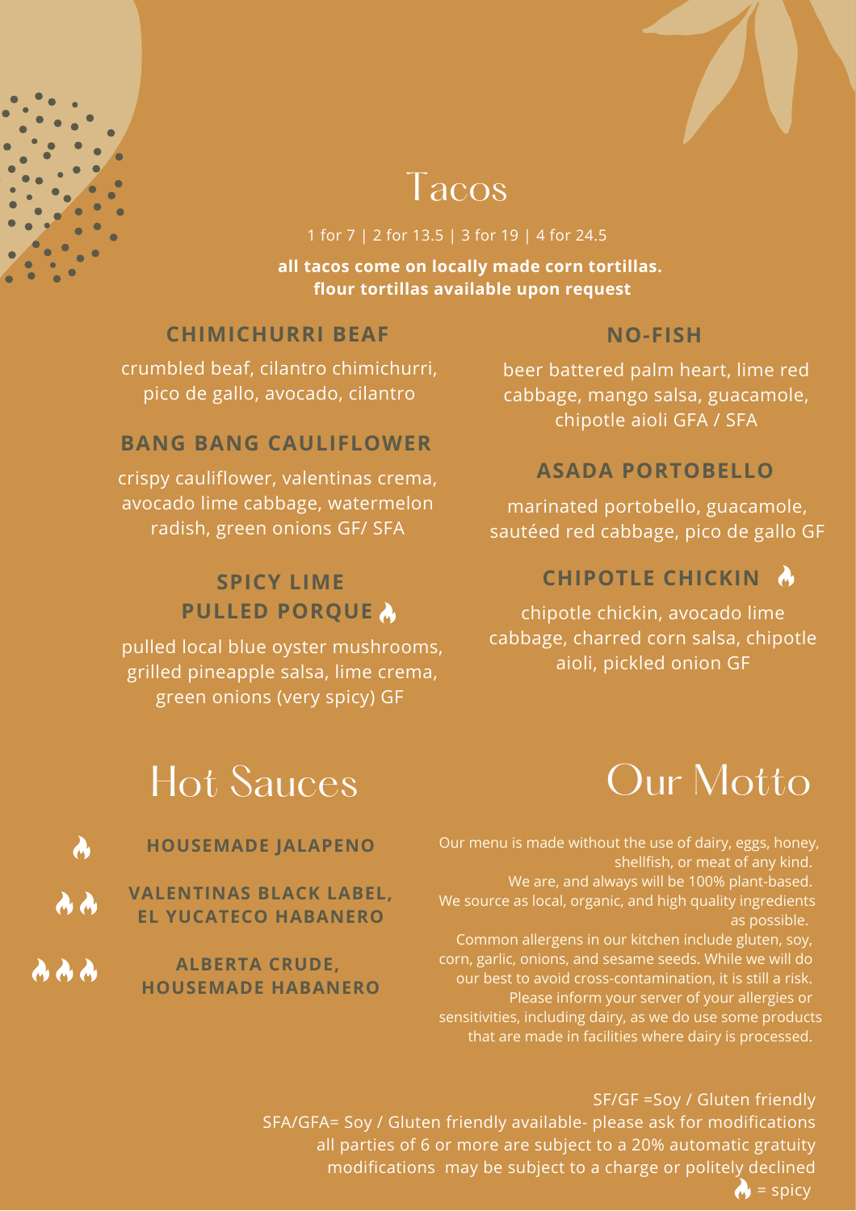# Tacos

1 for 7 | 2 for 13.5 | 3 for 19 | 4 for 24.5

**all tacos come on locally made corn tortillas.**
**flour tortillas available upon request**

### CHIMICHURRI BEAF

crumbled beaf, cilantro chimichurri, pico de gallo, avocado, cilantro

### BANG BANG CAULIFLOWER

crispy cauliflower, valentinas crema, avocado lime cabbage, watermelon radish, green onions GF/ SFA

### SPICY LIME PULLED PORQUE 🔥

pulled local blue oyster mushrooms, grilled pineapple salsa, lime crema, green onions (very spicy) GF

### NO-FISH

beer battered palm heart, lime red cabbage, mango salsa, guacamole, chipotle aioli GFA / SFA

### ASADA PORTOBELLO

marinated portobello, guacamole, sautéed red cabbage, pico de gallo GF

### CHIPOTLE CHICKIN 🔥

chipotle chickin, avocado lime cabbage, charred corn salsa, chipotle aioli, pickled onion GF

# Hot Sauces

🔥 **HOUSEMADE JALAPENO**

🔥🔥 **VALENTINAS BLACK LABEL, EL YUCATECO HABANERO**

🔥🔥🔥 **ALBERTA CRUDE, HOUSEMADE HABANERO**

# Our Motto

Our menu is made without the use of dairy, eggs, honey, shellfish, or meat of any kind.
We are, and always will be 100% plant-based.
We source as local, organic, and high quality ingredients as possible.
Common allergens in our kitchen include gluten, soy, corn, garlic, onions, and sesame seeds. While we will do our best to avoid cross-contamination, it is still a risk. Please inform your server of your allergies or sensitivities, including dairy, as we do use some products that are made in facilities where dairy is processed.

SF/GF =Soy / Gluten friendly
SFA/GFA= Soy / Gluten friendly available- please ask for modifications
all parties of 6 or more are subject to a 20% automatic gratuity
modifications may be subject to a charge or politely declined
🔥 = spicy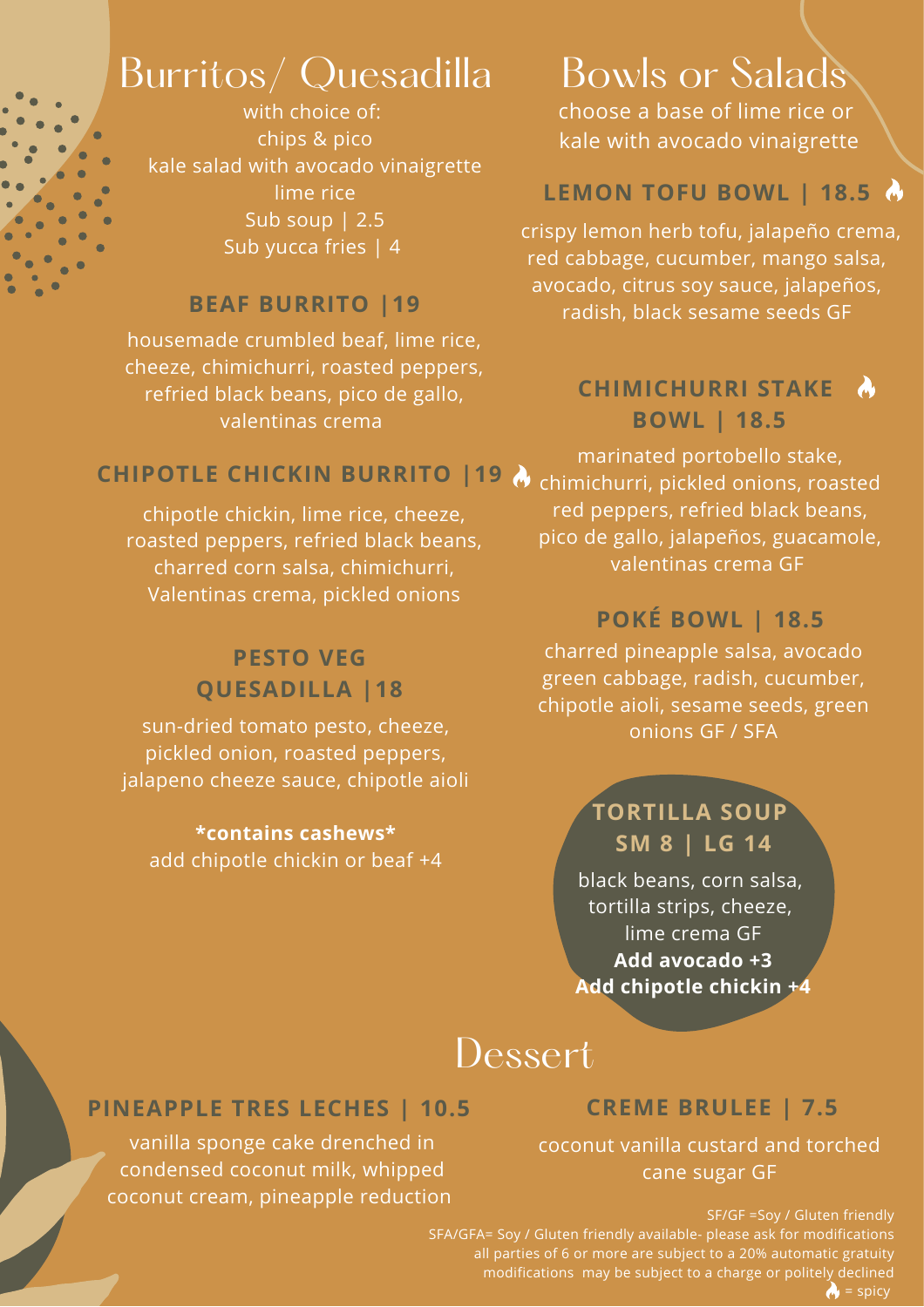# Burritos/ Quesadilla

with choice of:
chips & pico
kale salad with avocado vinaigrette
lime rice
Sub soup | 2.5
Sub yucca fries | 4

### BEAF BURRITO |19

housemade crumbled beaf, lime rice, cheeze, chimichurri, roasted peppers, refried black beans, pico de gallo, valentinas crema

### CHIPOTLE CHICKIN BURRITO |19 🔥

chipotle chickin, lime rice, cheeze, roasted peppers, refried black beans, charred corn salsa, chimichurri, Valentinas crema, pickled onions

### PESTO VEG QUESADILLA |18

sun-dried tomato pesto, cheeze, pickled onion, roasted peppers, jalapeno cheeze sauce, chipotle aioli

**\*contains cashews\***
add chipotle chickin or beaf +4

# Bowls or Salads

choose a base of lime rice or kale with avocado vinaigrette

### LEMON TOFU BOWL | 18.5 🔥

crispy lemon herb tofu, jalapeño crema, red cabbage, cucumber, mango salsa, avocado, citrus soy sauce, jalapeños, radish, black sesame seeds GF

### CHIMICHURRI STAKE 🔥 BOWL | 18.5

marinated portobello stake, chimichurri, pickled onions, roasted red peppers, refried black beans, pico de gallo, jalapeños, guacamole, valentinas crema GF

### POKÉ BOWL | 18.5

charred pineapple salsa, avocado green cabbage, radish, cucumber, chipotle aioli, sesame seeds, green onions GF / SFA

### TORTILLA SOUP SM 8 | LG 14

black beans, corn salsa, tortilla strips, cheeze, lime crema GF
**Add avocado +3**
**Add chipotle chickin +4**

# Dessert

### PINEAPPLE TRES LECHES | 10.5

vanilla sponge cake drenched in condensed coconut milk, whipped coconut cream, pineapple reduction

### CREME BRULEE | 7.5

coconut vanilla custard and torched cane sugar GF

SF/GF =Soy / Gluten friendly
SFA/GFA= Soy / Gluten friendly available- please ask for modifications
all parties of 6 or more are subject to a 20% automatic gratuity
modifications may be subject to a charge or politely declined
🔥 = spicy